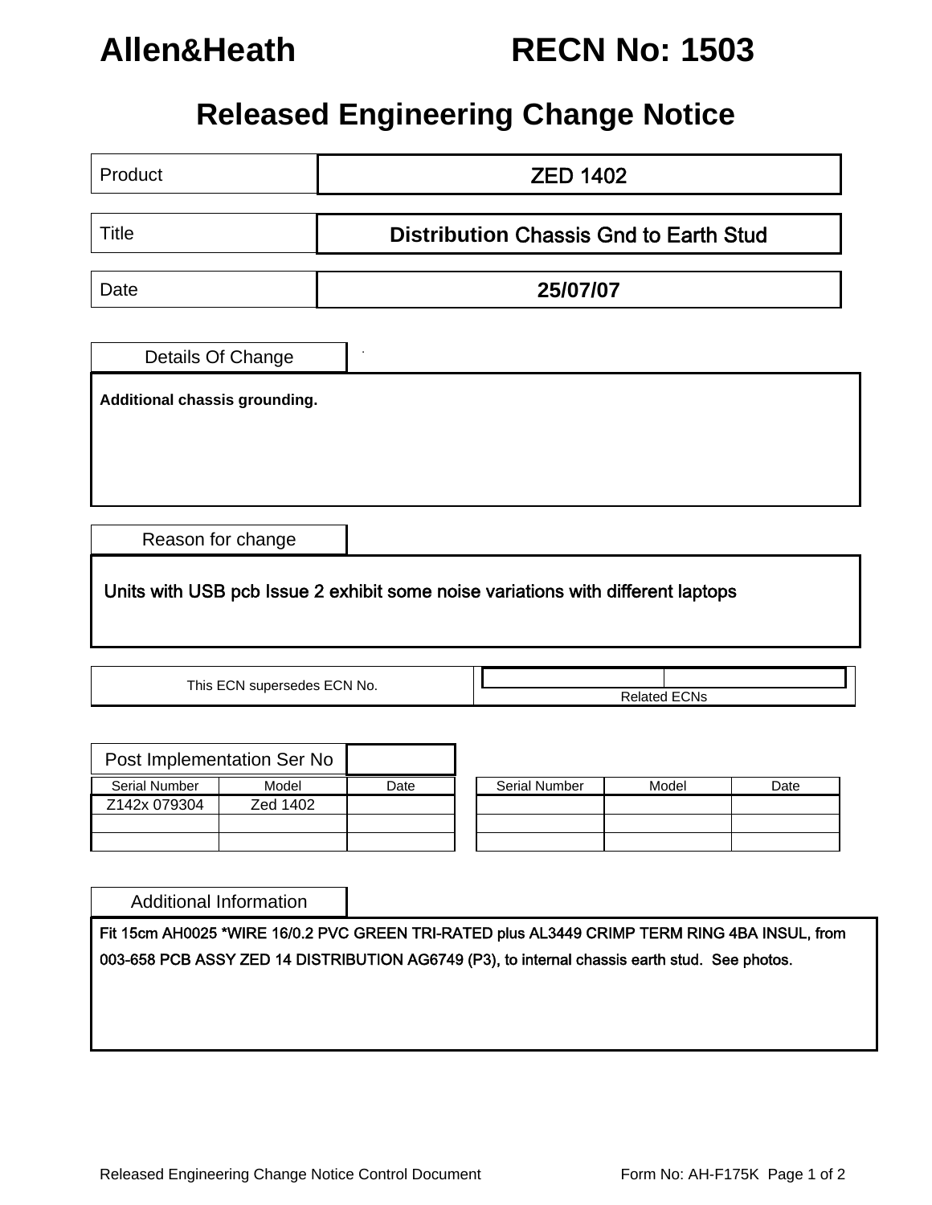# Allen&Heath RECN No: 1503

## Released Engineering Change Notice

| | |
|---|---|
| Product | **ZED 1402** |
| Title | **Distribution Chassis Gnd to Earth Stud** |
| Date | **25/07/07** |

### Details Of Change

**Additional chassis grounding.**

### Reason for change

Units with USB pcb Issue 2 exhibit some noise variations with different laptops

| This ECN supersedes ECN No. | Related ECNs |
|---|---|
| | |

### Post Implementation Ser No

| Serial Number | Model | Date | | Serial Number | Model | Date |
|---|---|---|---|---|---|---|
| Z142x 079304 | Zed 1402 | | | | | |
| | | | | | | |
| | | | | | | |

### Additional Information

Fit 15cm AH0025 *WIRE 16/0.2 PVC GREEN TRI-RATED plus AL3449 CRIMP TERM RING 4BA INSUL, from 003-658 PCB ASSY ZED 14 DISTRIBUTION AG6749 (P3), to internal chassis earth stud. See photos.

Released Engineering Change Notice Control Document — Form No: AH-F175K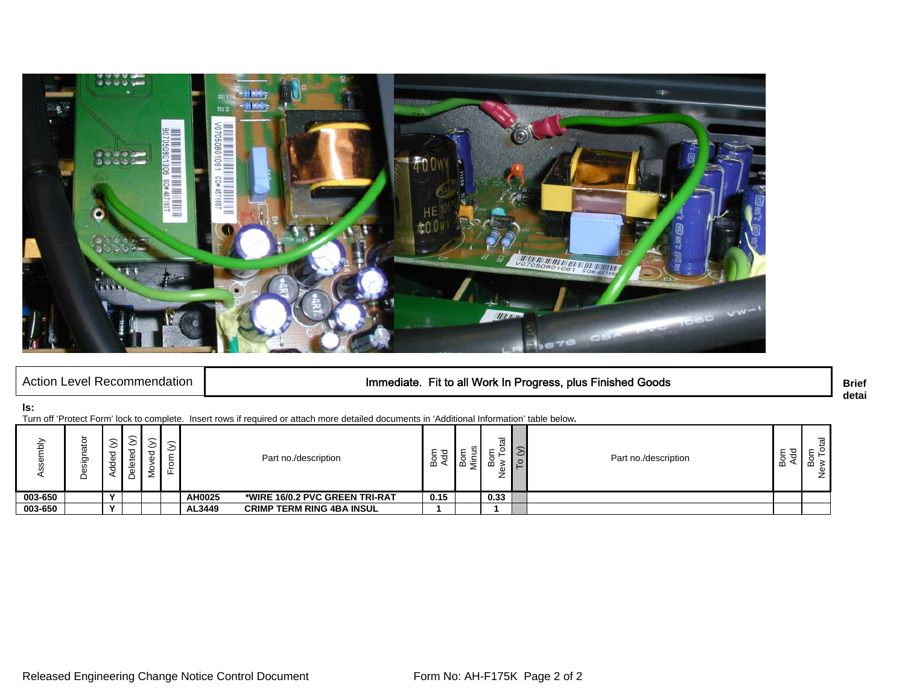| Action Level Recommendation | Immediate. Fit to all Work In Progress, plus Finished Goods |
|---|---|

**Brief detai**

**Is:**

Turn off 'Protect Form' lock to complete. Insert rows if required or attach more detailed documents in 'Additional Information' table below.

| Assembly | Designator | Added (y) | Deleted (y) | Moved (y) | From (y) | Part no./description | Bom Add | Bom Minus | Bom New Total | To (y) | Part no./description | Bom Add | Bom New Total |
|---|---|---|---|---|---|---|---|---|---|---|---|---|---|
| 003-650 | | Y | | | | AH0025 *WIRE 16/0.2 PVC GREEN TRI-RAT | 0.15 | | 0.33 | | | | |
| 003-650 | | Y | | | | AL3449 CRIMP TERM RING 4BA INSUL | 1 | | 1 | | | | |

Released Engineering Change Notice Control Document

Form No: AH-F175K